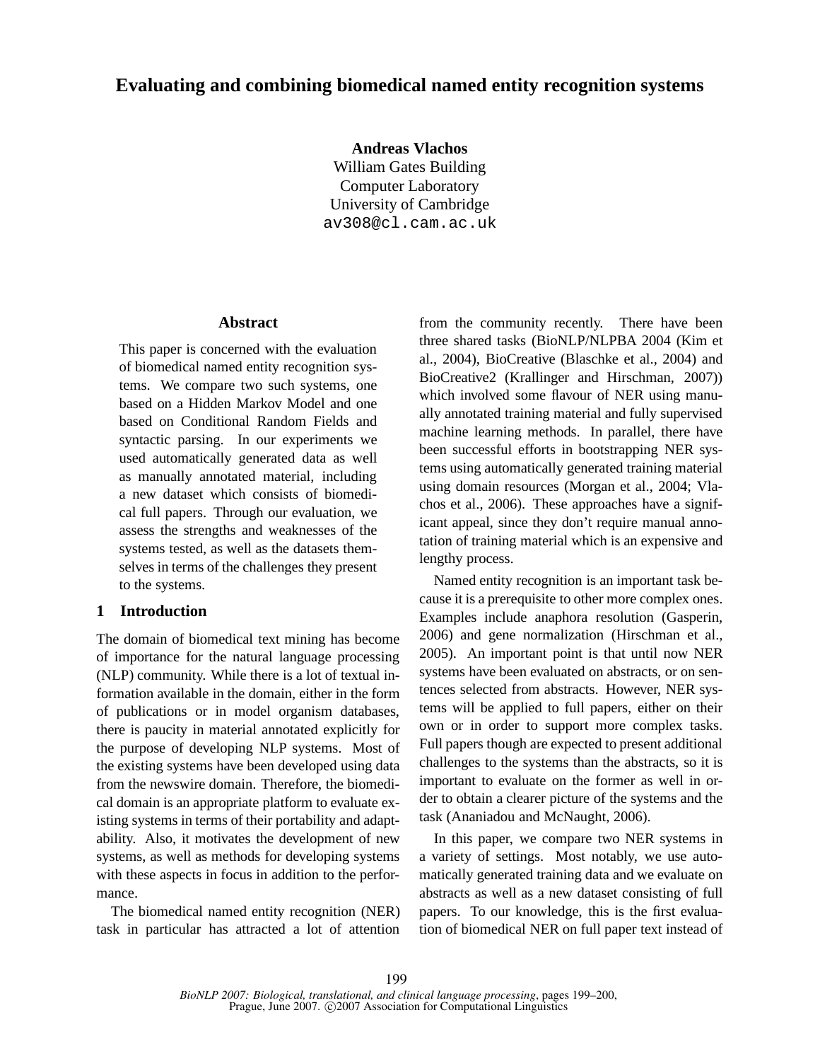# Evaluating and combining biomedical named entity recognition systems

**Andreas Vlachos**
William Gates Building
Computer Laboratory
University of Cambridge
av308@cl.cam.ac.uk

## Abstract

This paper is concerned with the evaluation of biomedical named entity recognition systems. We compare two such systems, one based on a Hidden Markov Model and one based on Conditional Random Fields and syntactic parsing. In our experiments we used automatically generated data as well as manually annotated material, including a new dataset which consists of biomedical full papers. Through our evaluation, we assess the strengths and weaknesses of the systems tested, as well as the datasets themselves in terms of the challenges they present to the systems.

## 1 Introduction

The domain of biomedical text mining has become of importance for the natural language processing (NLP) community. While there is a lot of textual information available in the domain, either in the form of publications or in model organism databases, there is paucity in material annotated explicitly for the purpose of developing NLP systems. Most of the existing systems have been developed using data from the newswire domain. Therefore, the biomedical domain is an appropriate platform to evaluate existing systems in terms of their portability and adaptability. Also, it motivates the development of new systems, as well as methods for developing systems with these aspects in focus in addition to the performance.

The biomedical named entity recognition (NER) task in particular has attracted a lot of attention from the community recently. There have been three shared tasks (BioNLP/NLPBA 2004 (Kim et al., 2004), BioCreative (Blaschke et al., 2004) and BioCreative2 (Krallinger and Hirschman, 2007)) which involved some flavour of NER using manually annotated training material and fully supervised machine learning methods. In parallel, there have been successful efforts in bootstrapping NER systems using automatically generated training material using domain resources (Morgan et al., 2004; Vlachos et al., 2006). These approaches have a significant appeal, since they don't require manual annotation of training material which is an expensive and lengthy process.

Named entity recognition is an important task because it is a prerequisite to other more complex ones. Examples include anaphora resolution (Gasperin, 2006) and gene normalization (Hirschman et al., 2005). An important point is that until now NER systems have been evaluated on abstracts, or on sentences selected from abstracts. However, NER systems will be applied to full papers, either on their own or in order to support more complex tasks. Full papers though are expected to present additional challenges to the systems than the abstracts, so it is important to evaluate on the former as well in order to obtain a clearer picture of the systems and the task (Ananiadou and McNaught, 2006).

In this paper, we compare two NER systems in a variety of settings. Most notably, we use automatically generated training data and we evaluate on abstracts as well as a new dataset consisting of full papers. To our knowledge, this is the first evaluation of biomedical NER on full paper text instead of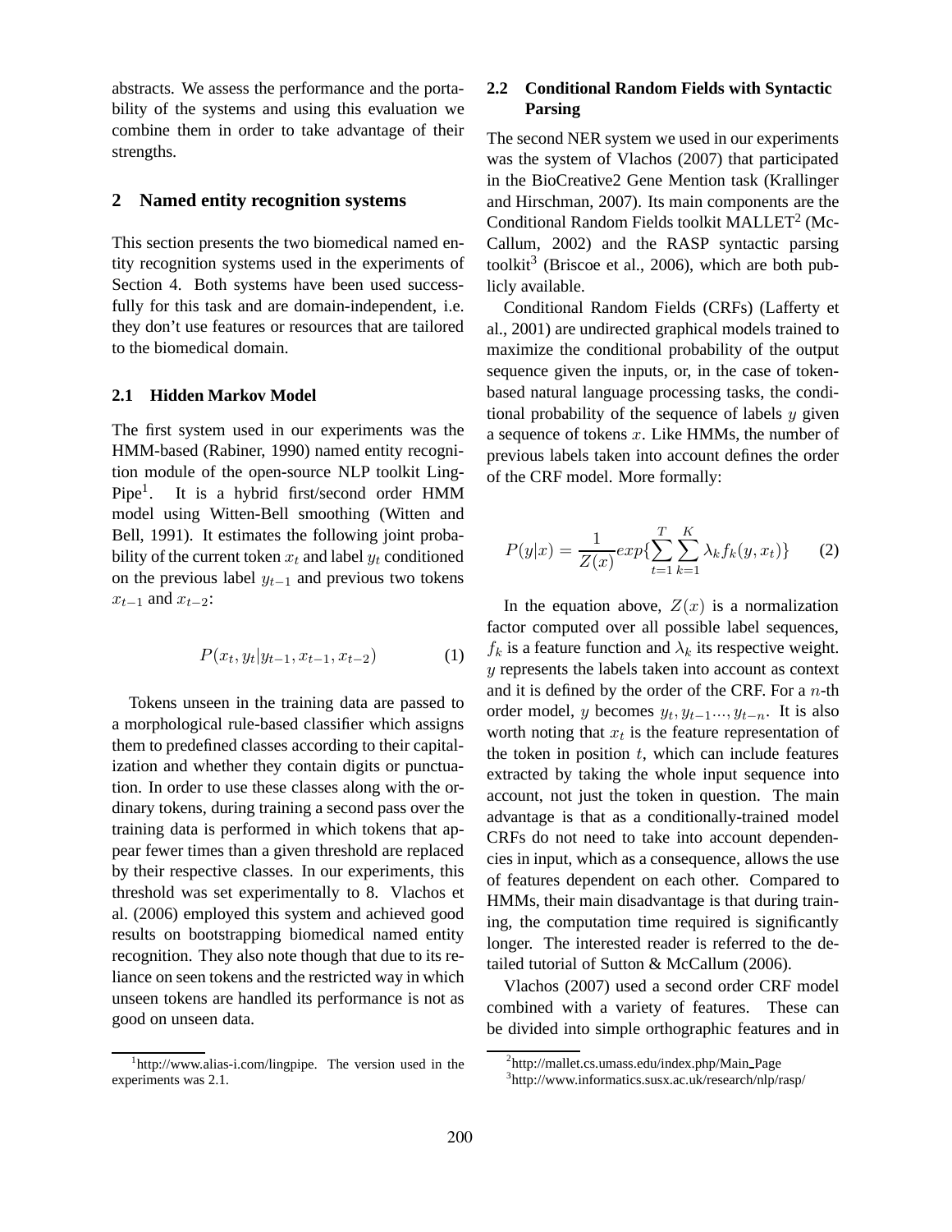abstracts. We assess the performance and the portability of the systems and using this evaluation we combine them in order to take advantage of their strengths.

## 2 Named entity recognition systems

This section presents the two biomedical named entity recognition systems used in the experiments of Section 4. Both systems have been used successfully for this task and are domain-independent, i.e. they don't use features or resources that are tailored to the biomedical domain.

### 2.1 Hidden Markov Model

The first system used in our experiments was the HMM-based (Rabiner, 1990) named entity recognition module of the open-source NLP toolkit LingPipe[1]. It is a hybrid first/second order HMM model using Witten-Bell smoothing (Witten and Bell, 1991). It estimates the following joint probability of the current token $x_t$ and label $y_t$ conditioned on the previous label $y_{t-1}$ and previous two tokens $x_{t-1}$ and $x_{t-2}$:

$$P(x_t, y_t | y_{t-1}, x_{t-1}, x_{t-2}) \tag{1}$$

Tokens unseen in the training data are passed to a morphological rule-based classifier which assigns them to predefined classes according to their capitalization and whether they contain digits or punctuation. In order to use these classes along with the ordinary tokens, during training a second pass over the training data is performed in which tokens that appear fewer times than a given threshold are replaced by their respective classes. In our experiments, this threshold was set experimentally to 8. Vlachos et al. (2006) employed this system and achieved good results on bootstrapping biomedical named entity recognition. They also note though that due to its reliance on seen tokens and the restricted way in which unseen tokens are handled its performance is not as good on unseen data.

[1] http://www.alias-i.com/lingpipe. The version used in the experiments was 2.1.

### 2.2 Conditional Random Fields with Syntactic Parsing

The second NER system we used in our experiments was the system of Vlachos (2007) that participated in the BioCreative2 Gene Mention task (Krallinger and Hirschman, 2007). Its main components are the Conditional Random Fields toolkit MALLET[2] (McCallum, 2002) and the RASP syntactic parsing toolkit[3] (Briscoe et al., 2006), which are both publicly available.

Conditional Random Fields (CRFs) (Lafferty et al., 2001) are undirected graphical models trained to maximize the conditional probability of the output sequence given the inputs, or, in the case of token-based natural language processing tasks, the conditional probability of the sequence of labels $y$ given a sequence of tokens $x$. Like HMMs, the number of previous labels taken into account defines the order of the CRF model. More formally:

$$P(y|x) = \frac{1}{Z(x)} exp\{\sum_{t=1}^{T} \sum_{k=1}^{K} \lambda_k f_k(y, x_t)\} \tag{2}$$

In the equation above, $Z(x)$ is a normalization factor computed over all possible label sequences, $f_k$ is a feature function and $\lambda_k$ its respective weight. $y$ represents the labels taken into account as context and it is defined by the order of the CRF. For a $n$-th order model, $y$ becomes $y_t, y_{t-1}..., y_{t-n}$. It is also worth noting that $x_t$ is the feature representation of the token in position $t$, which can include features extracted by taking the whole input sequence into account, not just the token in question. The main advantage is that as a conditionally-trained model CRFs do not need to take into account dependencies in input, which as a consequence, allows the use of features dependent on each other. Compared to HMMs, their main disadvantage is that during training, the computation time required is significantly longer. The interested reader is referred to the detailed tutorial of Sutton & McCallum (2006).

Vlachos (2007) used a second order CRF model combined with a variety of features. These can be divided into simple orthographic features and in

[2] http://mallet.cs.umass.edu/index.php/Main_Page

[3] http://www.informatics.susx.ac.uk/research/nlp/rasp/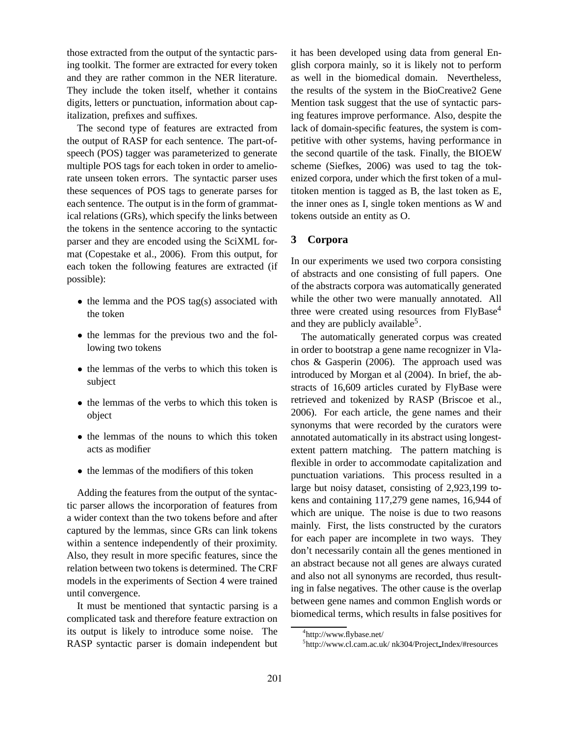those extracted from the output of the syntactic parsing toolkit. The former are extracted for every token and they are rather common in the NER literature. They include the token itself, whether it contains digits, letters or punctuation, information about capitalization, prefixes and suffixes.

The second type of features are extracted from the output of RASP for each sentence. The part-of-speech (POS) tagger was parameterized to generate multiple POS tags for each token in order to ameliorate unseen token errors. The syntactic parser uses these sequences of POS tags to generate parses for each sentence. The output is in the form of grammatical relations (GRs), which specify the links between the tokens in the sentence accoring to the syntactic parser and they are encoded using the SciXML format (Copestake et al., 2006). From this output, for each token the following features are extracted (if possible):

- the lemma and the POS tag(s) associated with the token
- the lemmas for the previous two and the following two tokens
- the lemmas of the verbs to which this token is subject
- the lemmas of the verbs to which this token is object
- the lemmas of the nouns to which this token acts as modifier
- the lemmas of the modifiers of this token

Adding the features from the output of the syntactic parser allows the incorporation of features from a wider context than the two tokens before and after captured by the lemmas, since GRs can link tokens within a sentence independently of their proximity. Also, they result in more specific features, since the relation between two tokens is determined. The CRF models in the experiments of Section 4 were trained until convergence.

It must be mentioned that syntactic parsing is a complicated task and therefore feature extraction on its output is likely to introduce some noise. The RASP syntactic parser is domain independent but it has been developed using data from general English corpora mainly, so it is likely not to perform as well in the biomedical domain. Nevertheless, the results of the system in the BioCreative2 Gene Mention task suggest that the use of syntactic parsing features improve performance. Also, despite the lack of domain-specific features, the system is competitive with other systems, having performance in the second quartile of the task. Finally, the BIOEW scheme (Siefkes, 2006) was used to tag the tokenized corpora, under which the first token of a multitoken mention is tagged as B, the last token as E, the inner ones as I, single token mentions as W and tokens outside an entity as O.

## 3 Corpora

In our experiments we used two corpora consisting of abstracts and one consisting of full papers. One of the abstracts corpora was automatically generated while the other two were manually annotated. All three were created using resources from FlyBase[4] and they are publicly available[5].

The automatically generated corpus was created in order to bootstrap a gene name recognizer in Vlachos & Gasperin (2006). The approach used was introduced by Morgan et al (2004). In brief, the abstracts of 16,609 articles curated by FlyBase were retrieved and tokenized by RASP (Briscoe et al., 2006). For each article, the gene names and their synonyms that were recorded by the curators were annotated automatically in its abstract using longest-extent pattern matching. The pattern matching is flexible in order to accommodate capitalization and punctuation variations. This process resulted in a large but noisy dataset, consisting of 2,923,199 tokens and containing 117,279 gene names, 16,944 of which are unique. The noise is due to two reasons mainly. First, the lists constructed by the curators for each paper are incomplete in two ways. They don't necessarily contain all the genes mentioned in an abstract because not all genes are always curated and also not all synonyms are recorded, thus resulting in false negatives. The other cause is the overlap between gene names and common English words or biomedical terms, which results in false positives for

[4] http://www.flybase.net/

[5] http://www.cl.cam.ac.uk/ nk304/Project_Index/#resources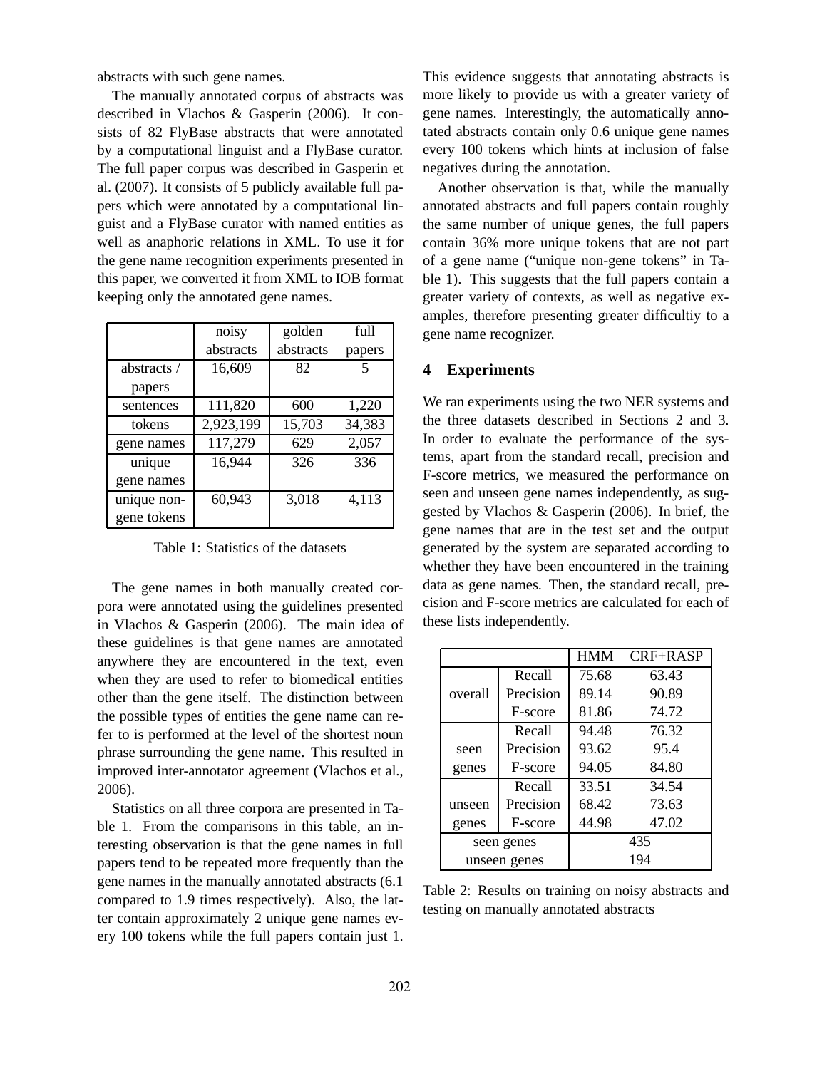abstracts with such gene names.

The manually annotated corpus of abstracts was described in Vlachos & Gasperin (2006). It consists of 82 FlyBase abstracts that were annotated by a computational linguist and a FlyBase curator. The full paper corpus was described in Gasperin et al. (2007). It consists of 5 publicly available full papers which were annotated by a computational linguist and a FlyBase curator with named entities as well as anaphoric relations in XML. To use it for the gene name recognition experiments presented in this paper, we converted it from XML to IOB format keeping only the annotated gene names.

| | noisy abstracts | golden abstracts | full papers |
|---|---|---|---|
| abstracts / papers | 16,609 | 82 | 5 |
| sentences | 111,820 | 600 | 1,220 |
| tokens | 2,923,199 | 15,703 | 34,383 |
| gene names | 117,279 | 629 | 2,057 |
| unique gene names | 16,944 | 326 | 336 |
| unique non-gene tokens | 60,943 | 3,018 | 4,113 |

Table 1: Statistics of the datasets

The gene names in both manually created corpora were annotated using the guidelines presented in Vlachos & Gasperin (2006). The main idea of these guidelines is that gene names are annotated anywhere they are encountered in the text, even when they are used to refer to biomedical entities other than the gene itself. The distinction between the possible types of entities the gene name can refer to is performed at the level of the shortest noun phrase surrounding the gene name. This resulted in improved inter-annotator agreement (Vlachos et al., 2006).

Statistics on all three corpora are presented in Table 1. From the comparisons in this table, an interesting observation is that the gene names in full papers tend to be repeated more frequently than the gene names in the manually annotated abstracts (6.1 compared to 1.9 times respectively). Also, the latter contain approximately 2 unique gene names every 100 tokens while the full papers contain just 1. This evidence suggests that annotating abstracts is more likely to provide us with a greater variety of gene names. Interestingly, the automatically annotated abstracts contain only 0.6 unique gene names every 100 tokens which hints at inclusion of false negatives during the annotation.

Another observation is that, while the manually annotated abstracts and full papers contain roughly the same number of unique genes, the full papers contain 36% more unique tokens that are not part of a gene name ("unique non-gene tokens" in Table 1). This suggests that the full papers contain a greater variety of contexts, as well as negative examples, therefore presenting greater difficultiy to a gene name recognizer.

## 4 Experiments

We ran experiments using the two NER systems and the three datasets described in Sections 2 and 3. In order to evaluate the performance of the systems, apart from the standard recall, precision and F-score metrics, we measured the performance on seen and unseen gene names independently, as suggested by Vlachos & Gasperin (2006). In brief, the gene names that are in the test set and the output generated by the system are separated according to whether they have been encountered in the training data as gene names. Then, the standard recall, precision and F-score metrics are calculated for each of these lists independently.

| | | HMM | CRF+RASP |
|---|---|---|---|
| overall | Recall | 75.68 | 63.43 |
| | Precision | 89.14 | 90.89 |
| | F-score | 81.86 | 74.72 |
| seen genes | Recall | 94.48 | 76.32 |
| | Precision | 93.62 | 95.4 |
| | F-score | 94.05 | 84.80 |
| unseen genes | Recall | 33.51 | 34.54 |
| | Precision | 68.42 | 73.63 |
| | F-score | 44.98 | 47.02 |
| seen genes | | 435 | |
| unseen genes | | 194 | |

Table 2: Results on training on noisy abstracts and testing on manually annotated abstracts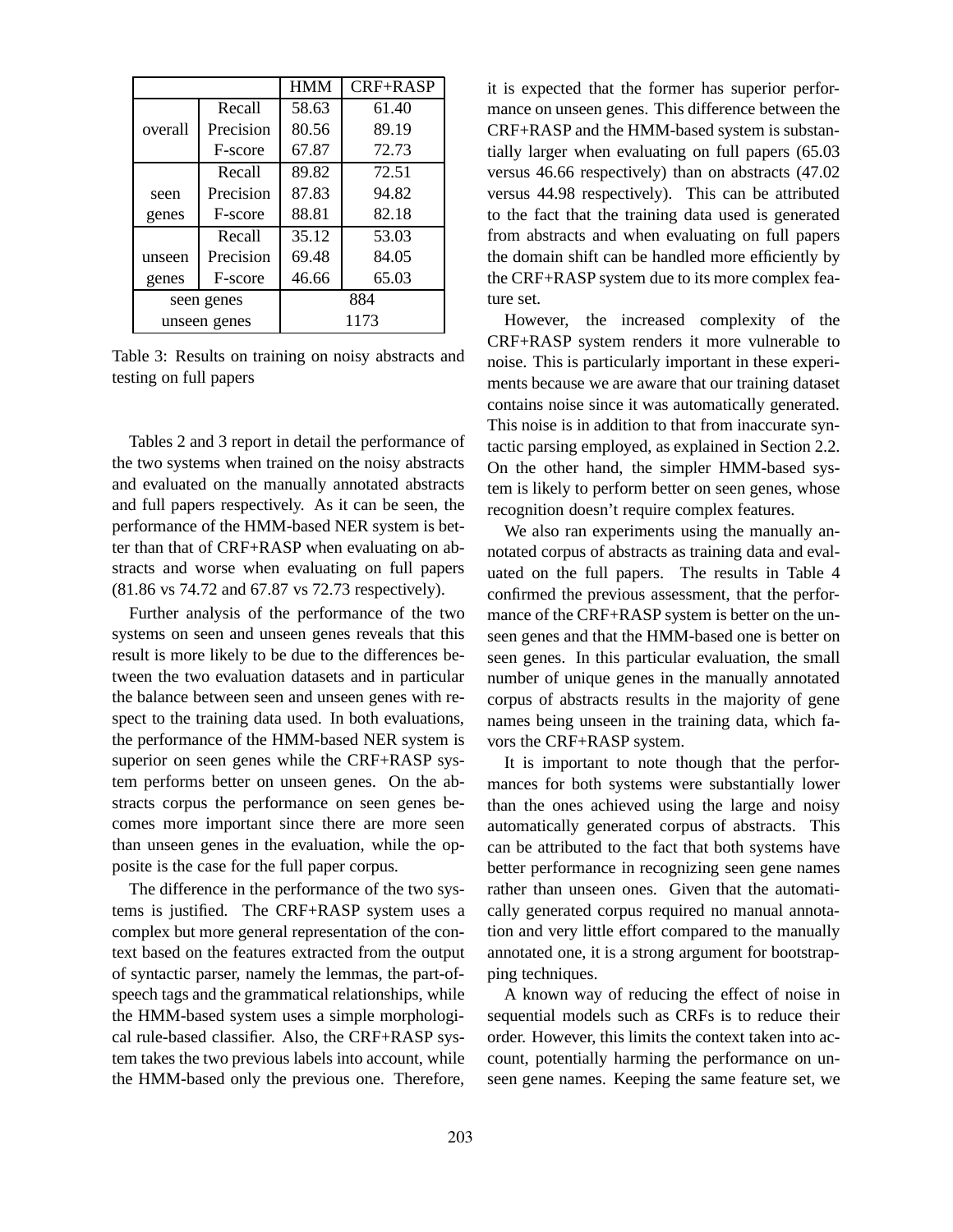| | | HMM | CRF+RASP |
|---|---|---|---|
| overall | Recall | 58.63 | 61.40 |
| | Precision | 80.56 | 89.19 |
| | F-score | 67.87 | 72.73 |
| seen genes | Recall | 89.82 | 72.51 |
| | Precision | 87.83 | 94.82 |
| | F-score | 88.81 | 82.18 |
| unseen genes | Recall | 35.12 | 53.03 |
| | Precision | 69.48 | 84.05 |
| | F-score | 46.66 | 65.03 |
| seen genes | | 884 | |
| unseen genes | | 1173 | |

Table 3: Results on training on noisy abstracts and testing on full papers

Tables 2 and 3 report in detail the performance of the two systems when trained on the noisy abstracts and evaluated on the manually annotated abstracts and full papers respectively. As it can be seen, the performance of the HMM-based NER system is better than that of CRF+RASP when evaluating on abstracts and worse when evaluating on full papers (81.86 vs 74.72 and 67.87 vs 72.73 respectively).

Further analysis of the performance of the two systems on seen and unseen genes reveals that this result is more likely to be due to the differences between the two evaluation datasets and in particular the balance between seen and unseen genes with respect to the training data used. In both evaluations, the performance of the HMM-based NER system is superior on seen genes while the CRF+RASP system performs better on unseen genes. On the abstracts corpus the performance on seen genes becomes more important since there are more seen than unseen genes in the evaluation, while the opposite is the case for the full paper corpus.

The difference in the performance of the two systems is justified. The CRF+RASP system uses a complex but more general representation of the context based on the features extracted from the output of syntactic parser, namely the lemmas, the part-of-speech tags and the grammatical relationships, while the HMM-based system uses a simple morphological rule-based classifier. Also, the CRF+RASP system takes the two previous labels into account, while the HMM-based only the previous one. Therefore, it is expected that the former has superior performance on unseen genes. This difference between the CRF+RASP and the HMM-based system is substantially larger when evaluating on full papers (65.03 versus 46.66 respectively) than on abstracts (47.02 versus 44.98 respectively). This can be attributed to the fact that the training data used is generated from abstracts and when evaluating on full papers the domain shift can be handled more efficiently by the CRF+RASP system due to its more complex feature set.

However, the increased complexity of the CRF+RASP system renders it more vulnerable to noise. This is particularly important in these experiments because we are aware that our training dataset contains noise since it was automatically generated. This noise is in addition to that from inaccurate syntactic parsing employed, as explained in Section 2.2. On the other hand, the simpler HMM-based system is likely to perform better on seen genes, whose recognition doesn't require complex features.

We also ran experiments using the manually annotated corpus of abstracts as training data and evaluated on the full papers. The results in Table 4 confirmed the previous assessment, that the performance of the CRF+RASP system is better on the unseen genes and that the HMM-based one is better on seen genes. In this particular evaluation, the small number of unique genes in the manually annotated corpus of abstracts results in the majority of gene names being unseen in the training data, which favors the CRF+RASP system.

It is important to note though that the performances for both systems were substantially lower than the ones achieved using the large and noisy automatically generated corpus of abstracts. This can be attributed to the fact that both systems have better performance in recognizing seen gene names rather than unseen ones. Given that the automatically generated corpus required no manual annotation and very little effort compared to the manually annotated one, it is a strong argument for bootstrapping techniques.

A known way of reducing the effect of noise in sequential models such as CRFs is to reduce their order. However, this limits the context taken into account, potentially harming the performance on unseen gene names. Keeping the same feature set, we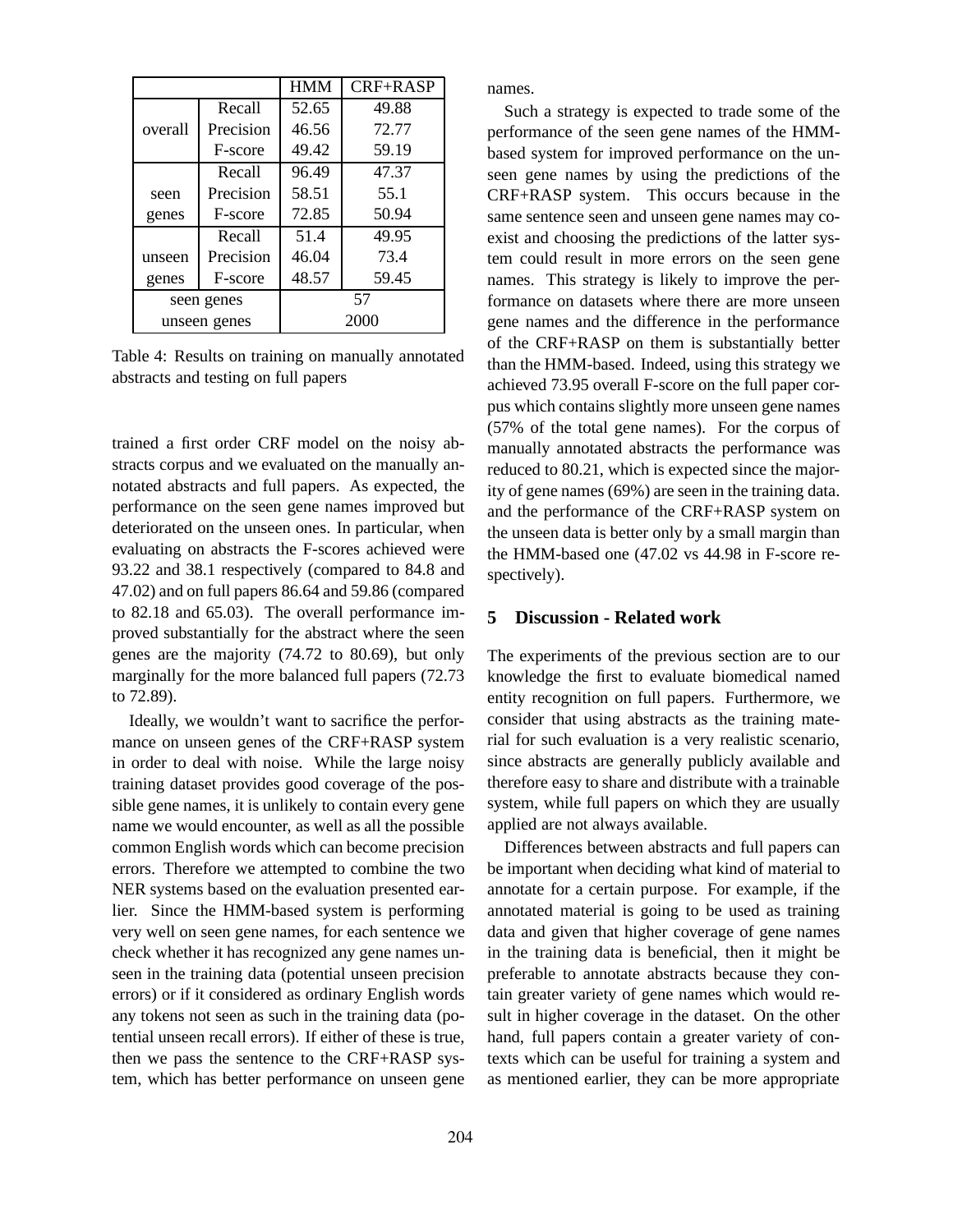| | | HMM | CRF+RASP |
|---|---|---|---|
| overall | Recall | 52.65 | 49.88 |
| | Precision | 46.56 | 72.77 |
| | F-score | 49.42 | 59.19 |
| seen genes | Recall | 96.49 | 47.37 |
| | Precision | 58.51 | 55.1 |
| | F-score | 72.85 | 50.94 |
| unseen genes | Recall | 51.4 | 49.95 |
| | Precision | 46.04 | 73.4 |
| | F-score | 48.57 | 59.45 |
| seen genes | | 57 | |
| unseen genes | | 2000 | |

Table 4: Results on training on manually annotated abstracts and testing on full papers

trained a first order CRF model on the noisy abstracts corpus and we evaluated on the manually annotated abstracts and full papers. As expected, the performance on the seen gene names improved but deteriorated on the unseen ones. In particular, when evaluating on abstracts the F-scores achieved were 93.22 and 38.1 respectively (compared to 84.8 and 47.02) and on full papers 86.64 and 59.86 (compared to 82.18 and 65.03). The overall performance improved substantially for the abstract where the seen genes are the majority (74.72 to 80.69), but only marginally for the more balanced full papers (72.73 to 72.89).

Ideally, we wouldn't want to sacrifice the performance on unseen genes of the CRF+RASP system in order to deal with noise. While the large noisy training dataset provides good coverage of the possible gene names, it is unlikely to contain every gene name we would encounter, as well as all the possible common English words which can become precision errors. Therefore we attempted to combine the two NER systems based on the evaluation presented earlier. Since the HMM-based system is performing very well on seen gene names, for each sentence we check whether it has recognized any gene names unseen in the training data (potential unseen precision errors) or if it considered as ordinary English words any tokens not seen as such in the training data (potential unseen recall errors). If either of these is true, then we pass the sentence to the CRF+RASP system, which has better performance on unseen gene names.

Such a strategy is expected to trade some of the performance of the seen gene names of the HMM-based system for improved performance on the unseen gene names by using the predictions of the CRF+RASP system. This occurs because in the same sentence seen and unseen gene names may co-exist and choosing the predictions of the latter system could result in more errors on the seen gene names. This strategy is likely to improve the performance on datasets where there are more unseen gene names and the difference in the performance of the CRF+RASP on them is substantially better than the HMM-based. Indeed, using this strategy we achieved 73.95 overall F-score on the full paper corpus which contains slightly more unseen gene names (57% of the total gene names). For the corpus of manually annotated abstracts the performance was reduced to 80.21, which is expected since the majority of gene names (69%) are seen in the training data. and the performance of the CRF+RASP system on the unseen data is better only by a small margin than the HMM-based one (47.02 vs 44.98 in F-score respectively).

## 5 Discussion - Related work

The experiments of the previous section are to our knowledge the first to evaluate biomedical named entity recognition on full papers. Furthermore, we consider that using abstracts as the training material for such evaluation is a very realistic scenario, since abstracts are generally publicly available and therefore easy to share and distribute with a trainable system, while full papers on which they are usually applied are not always available.

Differences between abstracts and full papers can be important when deciding what kind of material to annotate for a certain purpose. For example, if the annotated material is going to be used as training data and given that higher coverage of gene names in the training data is beneficial, then it might be preferable to annotate abstracts because they contain greater variety of gene names which would result in higher coverage in the dataset. On the other hand, full papers contain a greater variety of contexts which can be useful for training a system and as mentioned earlier, they can be more appropriate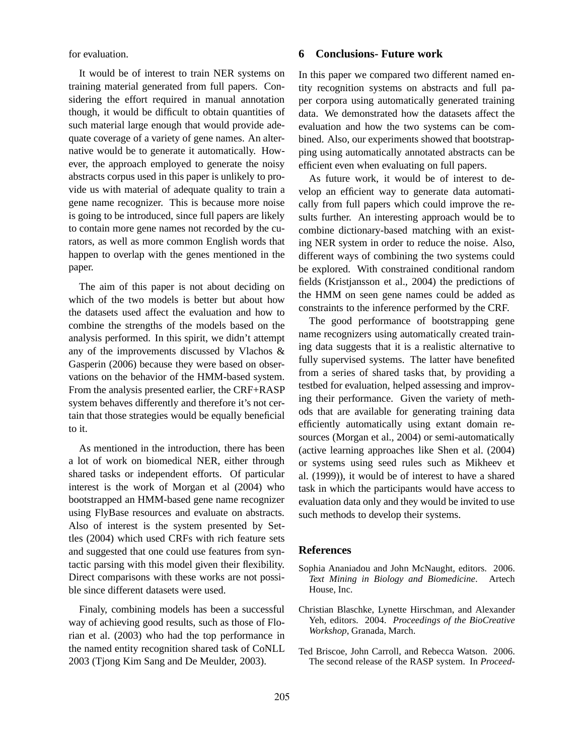for evaluation.

It would be of interest to train NER systems on training material generated from full papers. Considering the effort required in manual annotation though, it would be difficult to obtain quantities of such material large enough that would provide adequate coverage of a variety of gene names. An alternative would be to generate it automatically. However, the approach employed to generate the noisy abstracts corpus used in this paper is unlikely to provide us with material of adequate quality to train a gene name recognizer. This is because more noise is going to be introduced, since full papers are likely to contain more gene names not recorded by the curators, as well as more common English words that happen to overlap with the genes mentioned in the paper.

The aim of this paper is not about deciding on which of the two models is better but about how the datasets used affect the evaluation and how to combine the strengths of the models based on the analysis performed. In this spirit, we didn't attempt any of the improvements discussed by Vlachos & Gasperin (2006) because they were based on observations on the behavior of the HMM-based system. From the analysis presented earlier, the CRF+RASP system behaves differently and therefore it's not certain that those strategies would be equally beneficial to it.

As mentioned in the introduction, there has been a lot of work on biomedical NER, either through shared tasks or independent efforts. Of particular interest is the work of Morgan et al (2004) who bootstrapped an HMM-based gene name recognizer using FlyBase resources and evaluate on abstracts. Also of interest is the system presented by Settles (2004) which used CRFs with rich feature sets and suggested that one could use features from syntactic parsing with this model given their flexibility. Direct comparisons with these works are not possible since different datasets were used.

Finaly, combining models has been a successful way of achieving good results, such as those of Florian et al. (2003) who had the top performance in the named entity recognition shared task of CoNLL 2003 (Tjong Kim Sang and De Meulder, 2003).

## 6 Conclusions- Future work

In this paper we compared two different named entity recognition systems on abstracts and full paper corpora using automatically generated training data. We demonstrated how the datasets affect the evaluation and how the two systems can be combined. Also, our experiments showed that bootstrapping using automatically annotated abstracts can be efficient even when evaluating on full papers.

As future work, it would be of interest to develop an efficient way to generate data automatically from full papers which could improve the results further. An interesting approach would be to combine dictionary-based matching with an existing NER system in order to reduce the noise. Also, different ways of combining the two systems could be explored. With constrained conditional random fields (Kristjansson et al., 2004) the predictions of the HMM on seen gene names could be added as constraints to the inference performed by the CRF.

The good performance of bootstrapping gene name recognizers using automatically created training data suggests that it is a realistic alternative to fully supervised systems. The latter have benefited from a series of shared tasks that, by providing a testbed for evaluation, helped assessing and improving their performance. Given the variety of methods that are available for generating training data efficiently automatically using extant domain resources (Morgan et al., 2004) or semi-automatically (active learning approaches like Shen et al. (2004) or systems using seed rules such as Mikheev et al. (1999)), it would be of interest to have a shared task in which the participants would have access to evaluation data only and they would be invited to use such methods to develop their systems.

## References

Sophia Ananiadou and John McNaught, editors. 2006. *Text Mining in Biology and Biomedicine*. Artech House, Inc.

Christian Blaschke, Lynette Hirschman, and Alexander Yeh, editors. 2004. *Proceedings of the BioCreative Workshop*, Granada, March.

Ted Briscoe, John Carroll, and Rebecca Watson. 2006. The second release of the RASP system. In *Proceed-*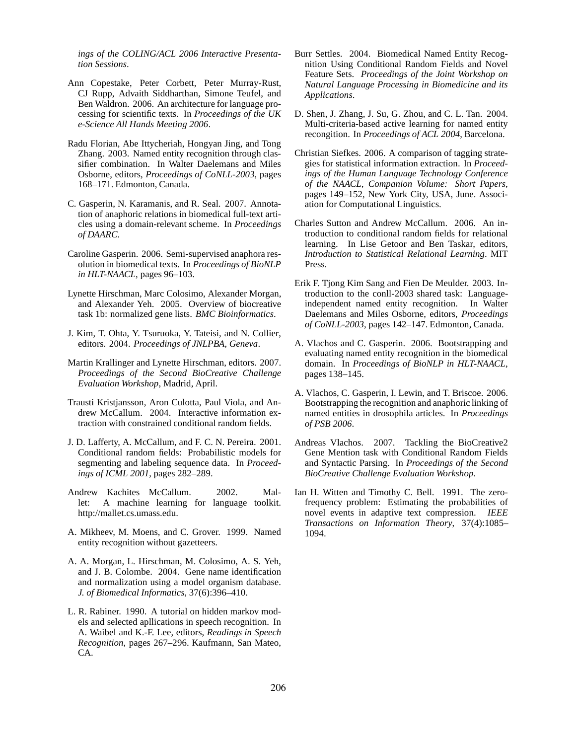ings of the COLING/ACL 2006 Interactive Presentation Sessions*.

Ann Copestake, Peter Corbett, Peter Murray-Rust, CJ Rupp, Advaith Siddharthan, Simone Teufel, and Ben Waldron. 2006. An architecture for language processing for scientific texts. In *Proceedings of the UK e-Science All Hands Meeting 2006*.

Radu Florian, Abe Ittycheriah, Hongyan Jing, and Tong Zhang. 2003. Named entity recognition through classifier combination. In Walter Daelemans and Miles Osborne, editors, *Proceedings of CoNLL-2003*, pages 168–171. Edmonton, Canada.

C. Gasperin, N. Karamanis, and R. Seal. 2007. Annotation of anaphoric relations in biomedical full-text articles using a domain-relevant scheme. In *Proceedings of DAARC*.

Caroline Gasperin. 2006. Semi-supervised anaphora resolution in biomedical texts. In *Proceedings of BioNLP in HLT-NAACL*, pages 96–103.

Lynette Hirschman, Marc Colosimo, Alexander Morgan, and Alexander Yeh. 2005. Overview of biocreative task 1b: normalized gene lists. *BMC Bioinformatics*.

J. Kim, T. Ohta, Y. Tsuruoka, Y. Tateisi, and N. Collier, editors. 2004. *Proceedings of JNLPBA, Geneva*.

Martin Krallinger and Lynette Hirschman, editors. 2007. *Proceedings of the Second BioCreative Challenge Evaluation Workshop*, Madrid, April.

Trausti Kristjansson, Aron Culotta, Paul Viola, and Andrew McCallum. 2004. Interactive information extraction with constrained conditional random fields.

J. D. Lafferty, A. McCallum, and F. C. N. Pereira. 2001. Conditional random fields: Probabilistic models for segmenting and labeling sequence data. In *Proceedings of ICML 2001*, pages 282–289.

Andrew Kachites McCallum. 2002. Mallet: A machine learning for language toolkit. http://mallet.cs.umass.edu.

A. Mikheev, M. Moens, and C. Grover. 1999. Named entity recognition without gazetteers.

A. A. Morgan, L. Hirschman, M. Colosimo, A. S. Yeh, and J. B. Colombe. 2004. Gene name identification and normalization using a model organism database. *J. of Biomedical Informatics*, 37(6):396–410.

L. R. Rabiner. 1990. A tutorial on hidden markov models and selected apllications in speech recognition. In A. Waibel and K.-F. Lee, editors, *Readings in Speech Recognition*, pages 267–296. Kaufmann, San Mateo, CA.

Burr Settles. 2004. Biomedical Named Entity Recognition Using Conditional Random Fields and Novel Feature Sets. *Proceedings of the Joint Workshop on Natural Language Processing in Biomedicine and its Applications*.

D. Shen, J. Zhang, J. Su, G. Zhou, and C. L. Tan. 2004. Multi-criteria-based active learning for named entity recognition. In *Proceedings of ACL 2004*, Barcelona.

Christian Siefkes. 2006. A comparison of tagging strategies for statistical information extraction. In *Proceedings of the Human Language Technology Conference of the NAACL, Companion Volume: Short Papers*, pages 149–152, New York City, USA, June. Association for Computational Linguistics.

Charles Sutton and Andrew McCallum. 2006. An introduction to conditional random fields for relational learning. In Lise Getoor and Ben Taskar, editors, *Introduction to Statistical Relational Learning*. MIT Press.

Erik F. Tjong Kim Sang and Fien De Meulder. 2003. Introduction to the conll-2003 shared task: Language-independent named entity recognition. In Walter Daelemans and Miles Osborne, editors, *Proceedings of CoNLL-2003*, pages 142–147. Edmonton, Canada.

A. Vlachos and C. Gasperin. 2006. Bootstrapping and evaluating named entity recognition in the biomedical domain. In *Proceedings of BioNLP in HLT-NAACL*, pages 138–145.

A. Vlachos, C. Gasperin, I. Lewin, and T. Briscoe. 2006. Bootstrapping the recognition and anaphoric linking of named entities in drosophila articles. In *Proceedings of PSB 2006*.

Andreas Vlachos. 2007. Tackling the BioCreative2 Gene Mention task with Conditional Random Fields and Syntactic Parsing. In *Proceedings of the Second BioCreative Challenge Evaluation Workshop*.

Ian H. Witten and Timothy C. Bell. 1991. The zero-frequency problem: Estimating the probabilities of novel events in adaptive text compression. *IEEE Transactions on Information Theory*, 37(4):1085–1094.